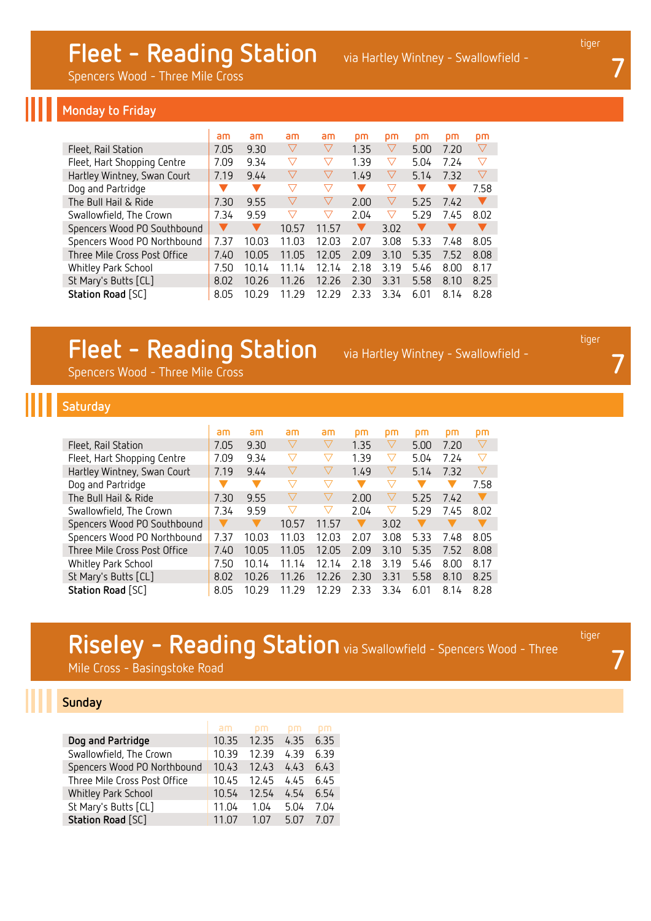# Fleet - Reading Station

via Hartley Wintney - Swallowfield - Spencers Wood - Three Mile Cross

tiger 7

## Monday to Friday

| | am | am | am | am | pm | pm | pm | pm | pm |
|---|---|---|---|---|---|---|---|---|---|
| Fleet, Rail Station | 7.05 | 9.30 | ▽ | ▽ | 1.35 | ▽ | 5.00 | 7.20 | ▽ |
| Fleet, Hart Shopping Centre | 7.09 | 9.34 | ▽ | ▽ | 1.39 | ▽ | 5.04 | 7.24 | ▽ |
| Hartley Wintney, Swan Court | 7.19 | 9.44 | ▽ | ▽ | 1.49 | ▽ | 5.14 | 7.32 | ▽ |
| Dog and Partridge | ▼ | ▼ | ▽ | ▽ | ▼ | ▽ | ▼ | ▼ | 7.58 |
| The Bull Hail & Ride | 7.30 | 9.55 | ▽ | ▽ | 2.00 | ▽ | 5.25 | 7.42 | ▼ |
| Swallowfield, The Crown | 7.34 | 9.59 | ▽ | ▽ | 2.04 | ▽ | 5.29 | 7.45 | 8.02 |
| Spencers Wood PO Southbound | ▼ | ▼ | 10.57 | 11.57 | ▼ | 3.02 | ▼ | ▼ | ▼ |
| Spencers Wood PO Northbound | 7.37 | 10.03 | 11.03 | 12.03 | 2.07 | 3.08 | 5.33 | 7.48 | 8.05 |
| Three Mile Cross Post Office | 7.40 | 10.05 | 11.05 | 12.05 | 2.09 | 3.10 | 5.35 | 7.52 | 8.08 |
| Whitley Park School | 7.50 | 10.14 | 11.14 | 12.14 | 2.18 | 3.19 | 5.46 | 8.00 | 8.17 |
| St Mary's Butts [CL] | 8.02 | 10.26 | 11.26 | 12.26 | 2.30 | 3.31 | 5.58 | 8.10 | 8.25 |
| **Station Road** [SC] | 8.05 | 10.29 | 11.29 | 12.29 | 2.33 | 3.34 | 6.01 | 8.14 | 8.28 |

# Fleet - Reading Station

via Hartley Wintney - Swallowfield - Spencers Wood - Three Mile Cross

tiger 7

## Saturday

| | am | am | am | am | pm | pm | pm | pm | pm |
|---|---|---|---|---|---|---|---|---|---|
| Fleet, Rail Station | 7.05 | 9.30 | ▽ | ▽ | 1.35 | ▽ | 5.00 | 7.20 | ▽ |
| Fleet, Hart Shopping Centre | 7.09 | 9.34 | ▽ | ▽ | 1.39 | ▽ | 5.04 | 7.24 | ▽ |
| Hartley Wintney, Swan Court | 7.19 | 9.44 | ▽ | ▽ | 1.49 | ▽ | 5.14 | 7.32 | ▽ |
| Dog and Partridge | ▼ | ▼ | ▽ | ▽ | ▼ | ▽ | ▼ | ▼ | 7.58 |
| The Bull Hail & Ride | 7.30 | 9.55 | ▽ | ▽ | 2.00 | ▽ | 5.25 | 7.42 | ▼ |
| Swallowfield, The Crown | 7.34 | 9.59 | ▽ | ▽ | 2.04 | ▽ | 5.29 | 7.45 | 8.02 |
| Spencers Wood PO Southbound | ▼ | ▼ | 10.57 | 11.57 | ▼ | 3.02 | ▼ | ▼ | ▼ |
| Spencers Wood PO Northbound | 7.37 | 10.03 | 11.03 | 12.03 | 2.07 | 3.08 | 5.33 | 7.48 | 8.05 |
| Three Mile Cross Post Office | 7.40 | 10.05 | 11.05 | 12.05 | 2.09 | 3.10 | 5.35 | 7.52 | 8.08 |
| Whitley Park School | 7.50 | 10.14 | 11.14 | 12.14 | 2.18 | 3.19 | 5.46 | 8.00 | 8.17 |
| St Mary's Butts [CL] | 8.02 | 10.26 | 11.26 | 12.26 | 2.30 | 3.31 | 5.58 | 8.10 | 8.25 |
| **Station Road** [SC] | 8.05 | 10.29 | 11.29 | 12.29 | 2.33 | 3.34 | 6.01 | 8.14 | 8.28 |

# Riseley - Reading Station

via Swallowfield - Spencers Wood - Three Mile Cross - Basingstoke Road

tiger 7

## Sunday

| | am | pm | pm | pm |
|---|---|---|---|---|
| **Dog and Partridge** | 10.35 | 12.35 | 4.35 | 6.35 |
| Swallowfield, The Crown | 10.39 | 12.39 | 4.39 | 6.39 |
| Spencers Wood PO Northbound | 10.43 | 12.43 | 4.43 | 6.43 |
| Three Mile Cross Post Office | 10.45 | 12.45 | 4.45 | 6.45 |
| Whitley Park School | 10.54 | 12.54 | 4.54 | 6.54 |
| St Mary's Butts [CL] | 11.04 | 1.04 | 5.04 | 7.04 |
| **Station Road** [SC] | 11.07 | 1.07 | 5.07 | 7.07 |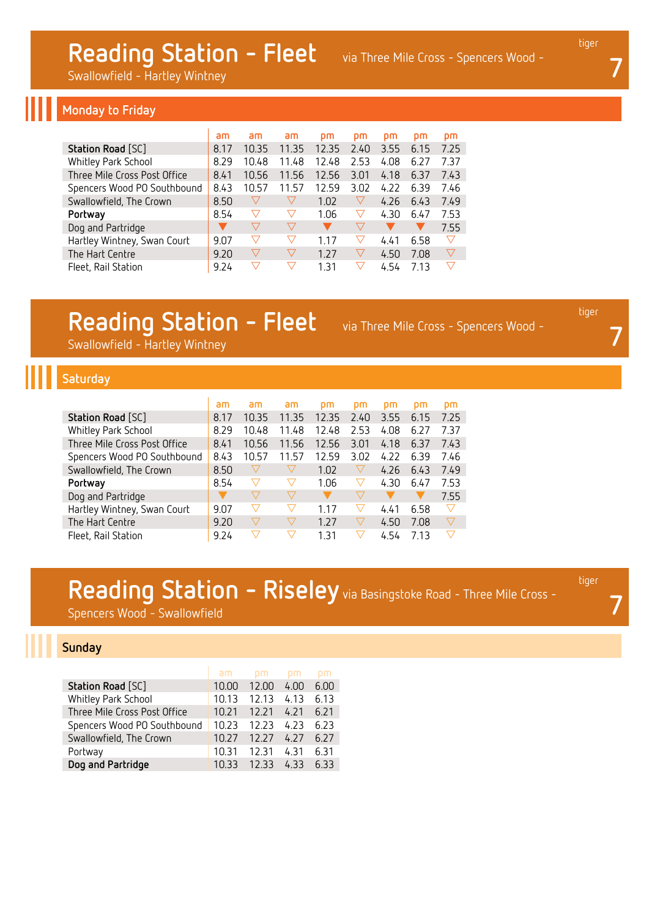# Reading Station - Fleet

via Three Mile Cross - Spencers Wood - Swallowfield - Hartley Wintney

tiger 7

## Monday to Friday

| | am | am | am | pm | pm | pm | pm | pm |
|---|---|---|---|---|---|---|---|---|
| **Station Road** [SC] | 8.17 | 10.35 | 11.35 | 12.35 | 2.40 | 3.55 | 6.15 | 7.25 |
| Whitley Park School | 8.29 | 10.48 | 11.48 | 12.48 | 2.53 | 4.08 | 6.27 | 7.37 |
| Three Mile Cross Post Office | 8.41 | 10.56 | 11.56 | 12.56 | 3.01 | 4.18 | 6.37 | 7.43 |
| Spencers Wood PO Southbound | 8.43 | 10.57 | 11.57 | 12.59 | 3.02 | 4.22 | 6.39 | 7.46 |
| Swallowfield, The Crown | 8.50 | ▽ | ▽ | 1.02 | ▽ | 4.26 | 6.43 | 7.49 |
| **Portway** | 8.54 | ▽ | ▽ | 1.06 | ▽ | 4.30 | 6.47 | 7.53 |
| Dog and Partridge | ▼ | ▽ | ▽ | ▼ | ▽ | ▼ | ▼ | 7.55 |
| Hartley Wintney, Swan Court | 9.07 | ▽ | ▽ | 1.17 | ▽ | 4.41 | 6.58 | ▽ |
| The Hart Centre | 9.20 | ▽ | ▽ | 1.27 | ▽ | 4.50 | 7.08 | ▽ |
| Fleet, Rail Station | 9.24 | ▽ | ▽ | 1.31 | ▽ | 4.54 | 7.13 | ▽ |

# Reading Station - Fleet

via Three Mile Cross - Spencers Wood - Swallowfield - Hartley Wintney

tiger 7

## Saturday

| | am | am | am | pm | pm | pm | pm | pm |
|---|---|---|---|---|---|---|---|---|
| **Station Road** [SC] | 8.17 | 10.35 | 11.35 | 12.35 | 2.40 | 3.55 | 6.15 | 7.25 |
| Whitley Park School | 8.29 | 10.48 | 11.48 | 12.48 | 2.53 | 4.08 | 6.27 | 7.37 |
| Three Mile Cross Post Office | 8.41 | 10.56 | 11.56 | 12.56 | 3.01 | 4.18 | 6.37 | 7.43 |
| Spencers Wood PO Southbound | 8.43 | 10.57 | 11.57 | 12.59 | 3.02 | 4.22 | 6.39 | 7.46 |
| Swallowfield, The Crown | 8.50 | ▽ | ▽ | 1.02 | ▽ | 4.26 | 6.43 | 7.49 |
| **Portway** | 8.54 | ▽ | ▽ | 1.06 | ▽ | 4.30 | 6.47 | 7.53 |
| Dog and Partridge | ▼ | ▽ | ▽ | ▼ | ▽ | ▼ | ▼ | 7.55 |
| Hartley Wintney, Swan Court | 9.07 | ▽ | ▽ | 1.17 | ▽ | 4.41 | 6.58 | ▽ |
| The Hart Centre | 9.20 | ▽ | ▽ | 1.27 | ▽ | 4.50 | 7.08 | ▽ |
| Fleet, Rail Station | 9.24 | ▽ | ▽ | 1.31 | ▽ | 4.54 | 7.13 | ▽ |

# Reading Station - Riseley

via Basingstoke Road - Three Mile Cross - Spencers Wood - Swallowfield

tiger 7

## Sunday

| | am | pm | pm | pm |
|---|---|---|---|---|
| **Station Road** [SC] | 10.00 | 12.00 | 4.00 | 6.00 |
| Whitley Park School | 10.13 | 12.13 | 4.13 | 6.13 |
| Three Mile Cross Post Office | 10.21 | 12.21 | 4.21 | 6.21 |
| Spencers Wood PO Southbound | 10.23 | 12.23 | 4.23 | 6.23 |
| Swallowfield, The Crown | 10.27 | 12.27 | 4.27 | 6.27 |
| Portway | 10.31 | 12.31 | 4.31 | 6.31 |
| **Dog and Partridge** | 10.33 | 12.33 | 4.33 | 6.33 |